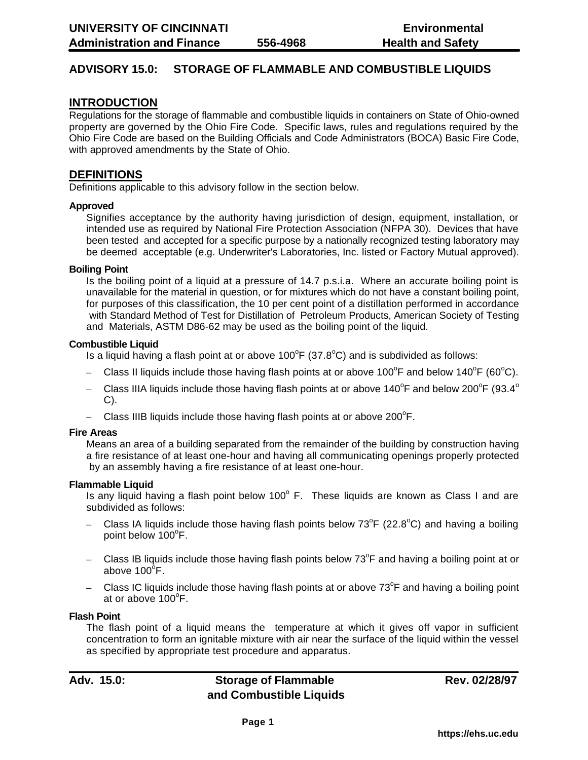UNIVERSITY OF CINCINNATI
Administration and Finance 556-4968

Environmental Health and Safety

# ADVISORY 15.0: STORAGE OF FLAMMABLE AND COMBUSTIBLE LIQUIDS

## INTRODUCTION

Regulations for the storage of flammable and combustible liquids in containers on State of Ohio-owned property are governed by the Ohio Fire Code. Specific laws, rules and regulations required by the Ohio Fire Code are based on the Building Officials and Code Administrators (BOCA) Basic Fire Code, with approved amendments by the State of Ohio.

## DEFINITIONS

Definitions applicable to this advisory follow in the section below.

**Approved**

Signifies acceptance by the authority having jurisdiction of design, equipment, installation, or intended use as required by National Fire Protection Association (NFPA 30). Devices that have been tested and accepted for a specific purpose by a nationally recognized testing laboratory may be deemed acceptable (e.g. Underwriter's Laboratories, Inc. listed or Factory Mutual approved).

**Boiling Point**

Is the boiling point of a liquid at a pressure of 14.7 p.s.i.a. Where an accurate boiling point is unavailable for the material in question, or for mixtures which do not have a constant boiling point, for purposes of this classification, the 10 per cent point of a distillation performed in accordance with Standard Method of Test for Distillation of Petroleum Products, American Society of Testing and Materials, ASTM D86-62 may be used as the boiling point of the liquid.

**Combustible Liquid**

Is a liquid having a flash point at or above 100°F (37.8°C) and is subdivided as follows:

- Class II liquids include those having flash points at or above 100°F and below 140°F (60°C).
- Class IIIA liquids include those having flash points at or above 140°F and below 200°F (93.4° C).
- Class IIIB liquids include those having flash points at or above 200°F.

**Fire Areas**

Means an area of a building separated from the remainder of the building by construction having a fire resistance of at least one-hour and having all communicating openings properly protected by an assembly having a fire resistance of at least one-hour.

**Flammable Liquid**

Is any liquid having a flash point below 100° F. These liquids are known as Class I and are subdivided as follows:

- Class IA liquids include those having flash points below 73°F (22.8°C) and having a boiling point below 100°F.
- Class IB liquids include those having flash points below 73°F and having a boiling point at or above 100°F.
- Class IC liquids include those having flash points at or above 73°F and having a boiling point at or above 100°F.

**Flash Point**

The flash point of a liquid means the temperature at which it gives off vapor in sufficient concentration to form an ignitable mixture with air near the surface of the liquid within the vessel as specified by appropriate test procedure and apparatus.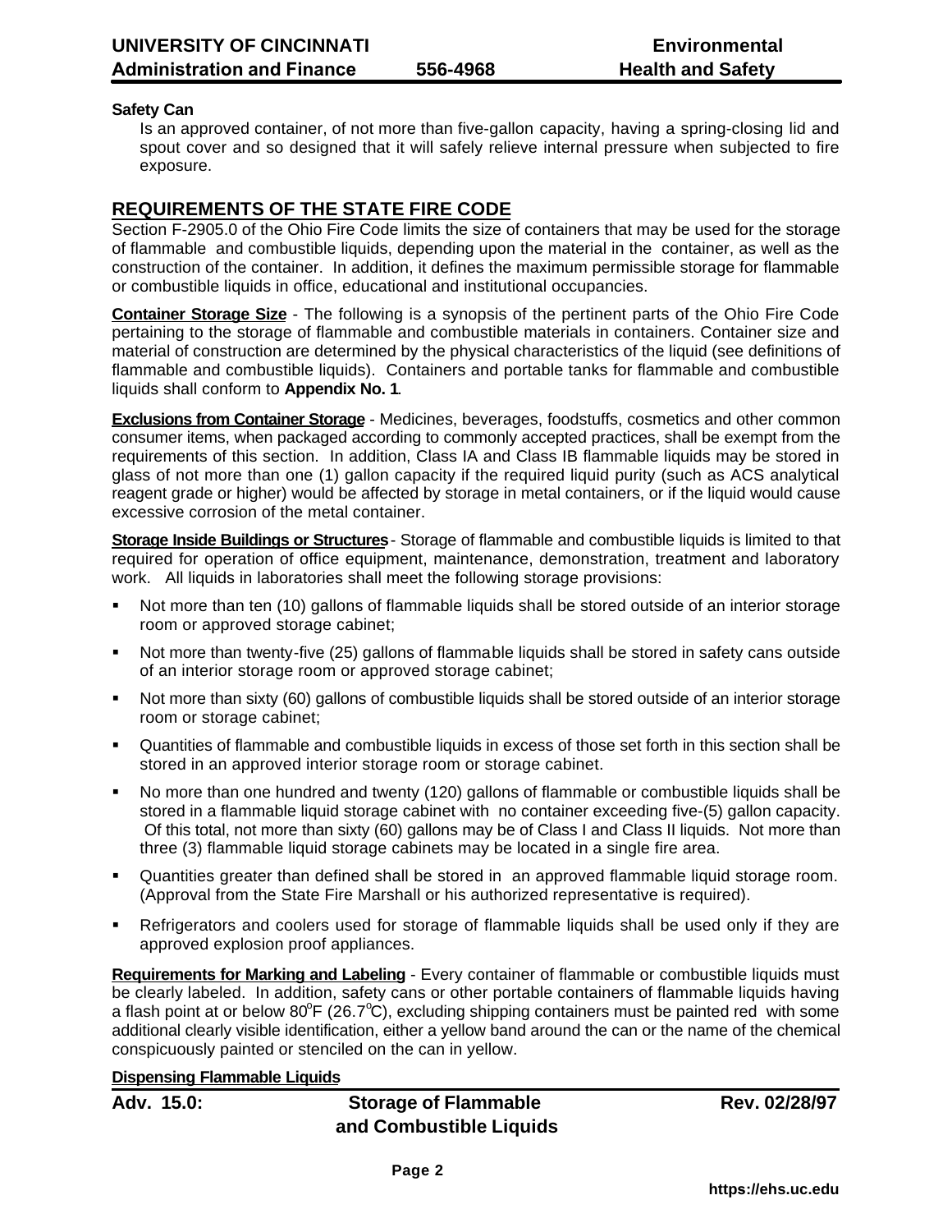**Safety Can**

Is an approved container, of not more than five-gallon capacity, having a spring-closing lid and spout cover and so designed that it will safely relieve internal pressure when subjected to fire exposure.

## REQUIREMENTS OF THE STATE FIRE CODE

Section F-2905.0 of the Ohio Fire Code limits the size of containers that may be used for the storage of flammable and combustible liquids, depending upon the material in the container, as well as the construction of the container. In addition, it defines the maximum permissible storage for flammable or combustible liquids in office, educational and institutional occupancies.

**Container Storage Size** - The following is a synopsis of the pertinent parts of the Ohio Fire Code pertaining to the storage of flammable and combustible materials in containers. Container size and material of construction are determined by the physical characteristics of the liquid (see definitions of flammable and combustible liquids). Containers and portable tanks for flammable and combustible liquids shall conform to **Appendix No. 1**.

**Exclusions from Container Storage** - Medicines, beverages, foodstuffs, cosmetics and other common consumer items, when packaged according to commonly accepted practices, shall be exempt from the requirements of this section. In addition, Class IA and Class IB flammable liquids may be stored in glass of not more than one (1) gallon capacity if the required liquid purity (such as ACS analytical reagent grade or higher) would be affected by storage in metal containers, or if the liquid would cause excessive corrosion of the metal container.

**Storage Inside Buildings or Structures** - Storage of flammable and combustible liquids is limited to that required for operation of office equipment, maintenance, demonstration, treatment and laboratory work. All liquids in laboratories shall meet the following storage provisions:

- Not more than ten (10) gallons of flammable liquids shall be stored outside of an interior storage room or approved storage cabinet;
- Not more than twenty-five (25) gallons of flammable liquids shall be stored in safety cans outside of an interior storage room or approved storage cabinet;
- Not more than sixty (60) gallons of combustible liquids shall be stored outside of an interior storage room or storage cabinet;
- Quantities of flammable and combustible liquids in excess of those set forth in this section shall be stored in an approved interior storage room or storage cabinet.
- No more than one hundred and twenty (120) gallons of flammable or combustible liquids shall be stored in a flammable liquid storage cabinet with no container exceeding five-(5) gallon capacity. Of this total, not more than sixty (60) gallons may be of Class I and Class II liquids. Not more than three (3) flammable liquid storage cabinets may be located in a single fire area.
- Quantities greater than defined shall be stored in an approved flammable liquid storage room. (Approval from the State Fire Marshall or his authorized representative is required).
- Refrigerators and coolers used for storage of flammable liquids shall be used only if they are approved explosion proof appliances.

**Requirements for Marking and Labeling** - Every container of flammable or combustible liquids must be clearly labeled. In addition, safety cans or other portable containers of flammable liquids having a flash point at or below 80°F (26.7°C), excluding shipping containers must be painted red with some additional clearly visible identification, either a yellow band around the can or the name of the chemical conspicuously painted or stenciled on the can in yellow.

**Dispensing Flammable Liquids**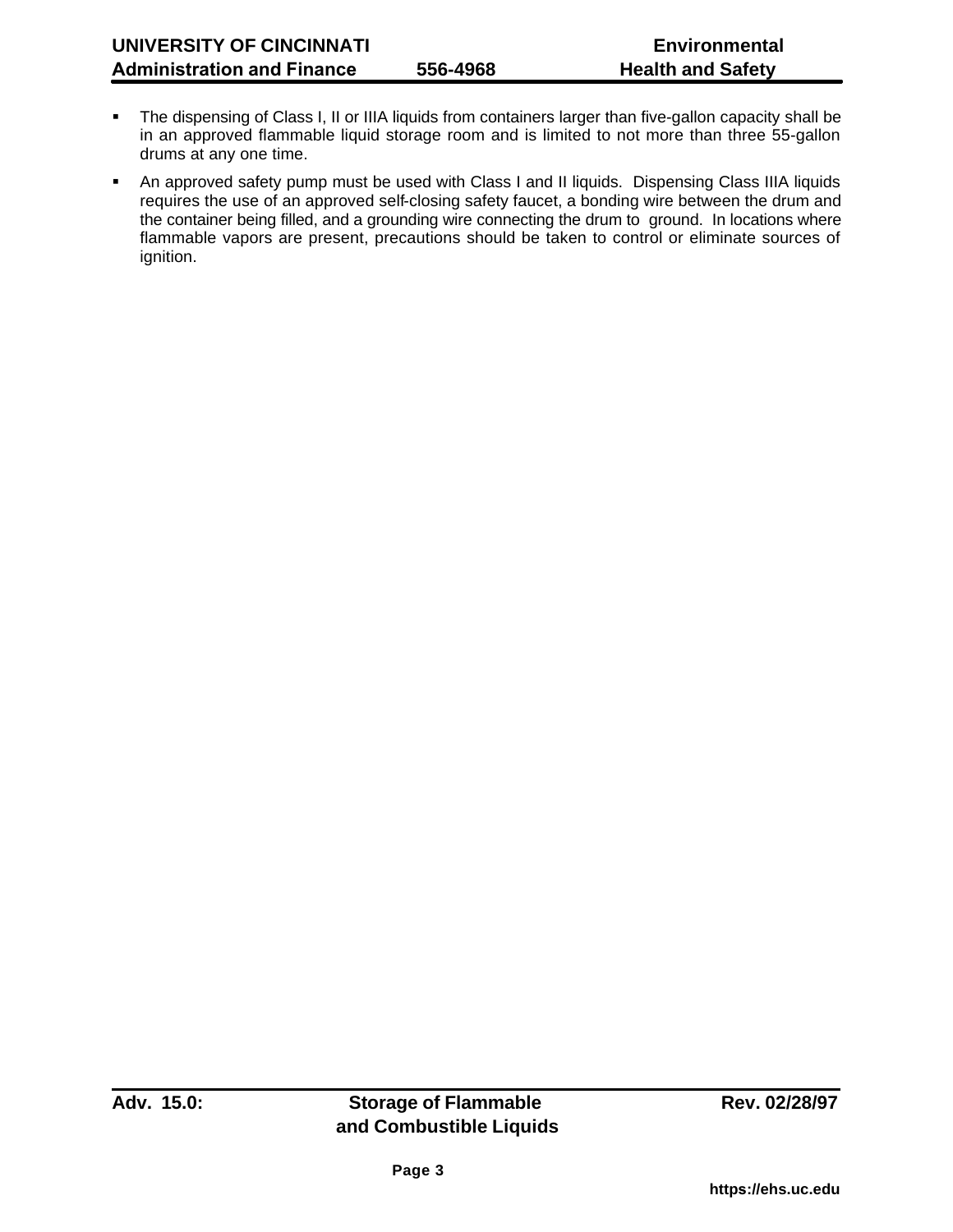- The dispensing of Class I, II or IIIA liquids from containers larger than five-gallon capacity shall be in an approved flammable liquid storage room and is limited to not more than three 55-gallon drums at any one time.
- An approved safety pump must be used with Class I and II liquids. Dispensing Class IIIA liquids requires the use of an approved self-closing safety faucet, a bonding wire between the drum and the container being filled, and a grounding wire connecting the drum to ground. In locations where flammable vapors are present, precautions should be taken to control or eliminate sources of ignition.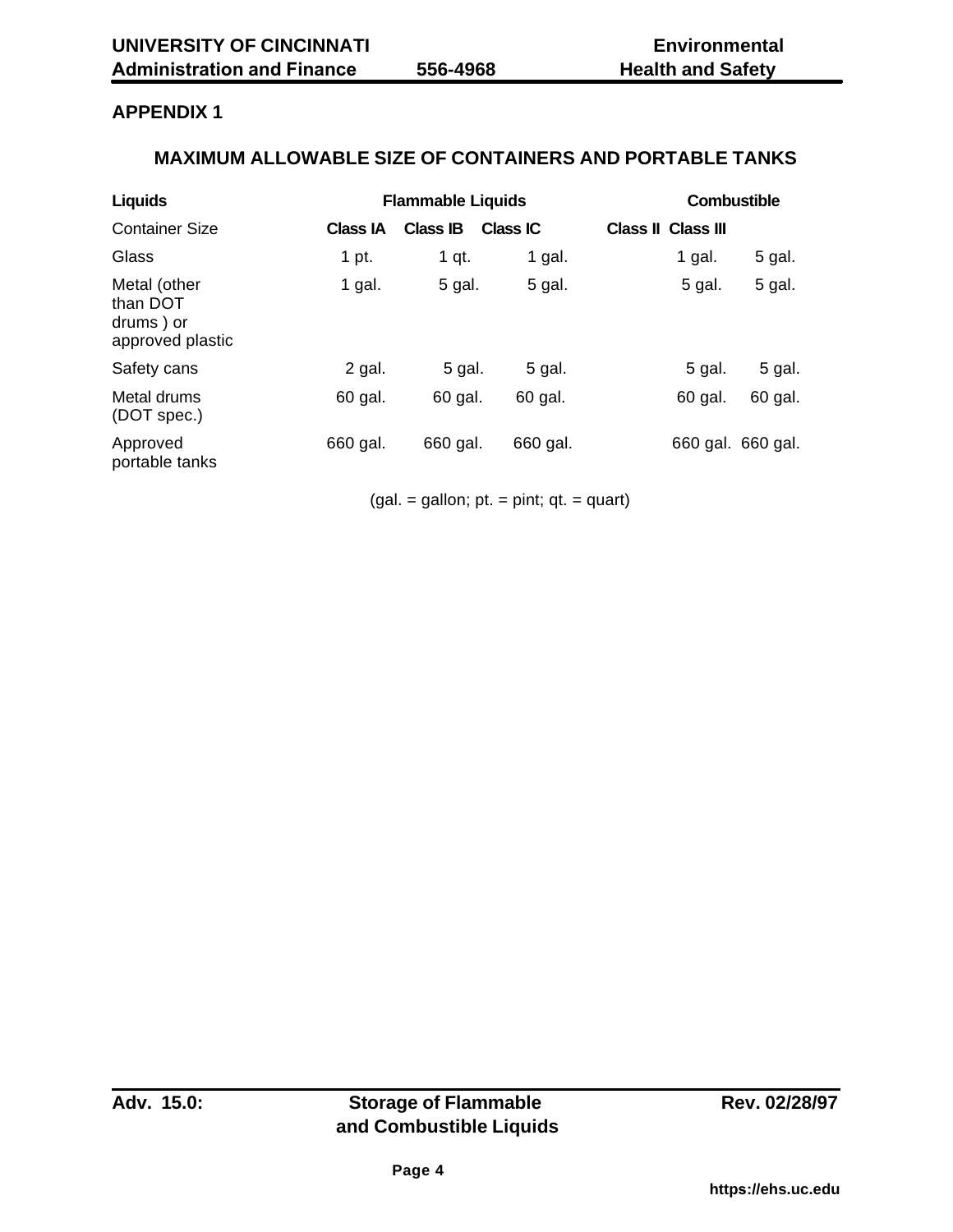## APPENDIX 1

### MAXIMUM ALLOWABLE SIZE OF CONTAINERS AND PORTABLE TANKS

| Liquids | Flammable Liquids | | | Combustible | |
|---|---|---|---|---|---|
| Container Size | Class IA | Class IB | Class IC | Class II | Class III |
| Glass | 1 pt. | 1 qt. | 1 gal. | 1 gal. | 5 gal. |
| Metal (other than DOT drums ) or approved plastic | 1 gal. | 5 gal. | 5 gal. | 5 gal. | 5 gal. |
| Safety cans | 2 gal. | 5 gal. | 5 gal. | 5 gal. | 5 gal. |
| Metal drums (DOT spec.) | 60 gal. | 60 gal. | 60 gal. | 60 gal. | 60 gal. |
| Approved portable tanks | 660 gal. | 660 gal. | 660 gal. | 660 gal. | 660 gal. |

(gal. = gallon; pt. = pint; qt. = quart)